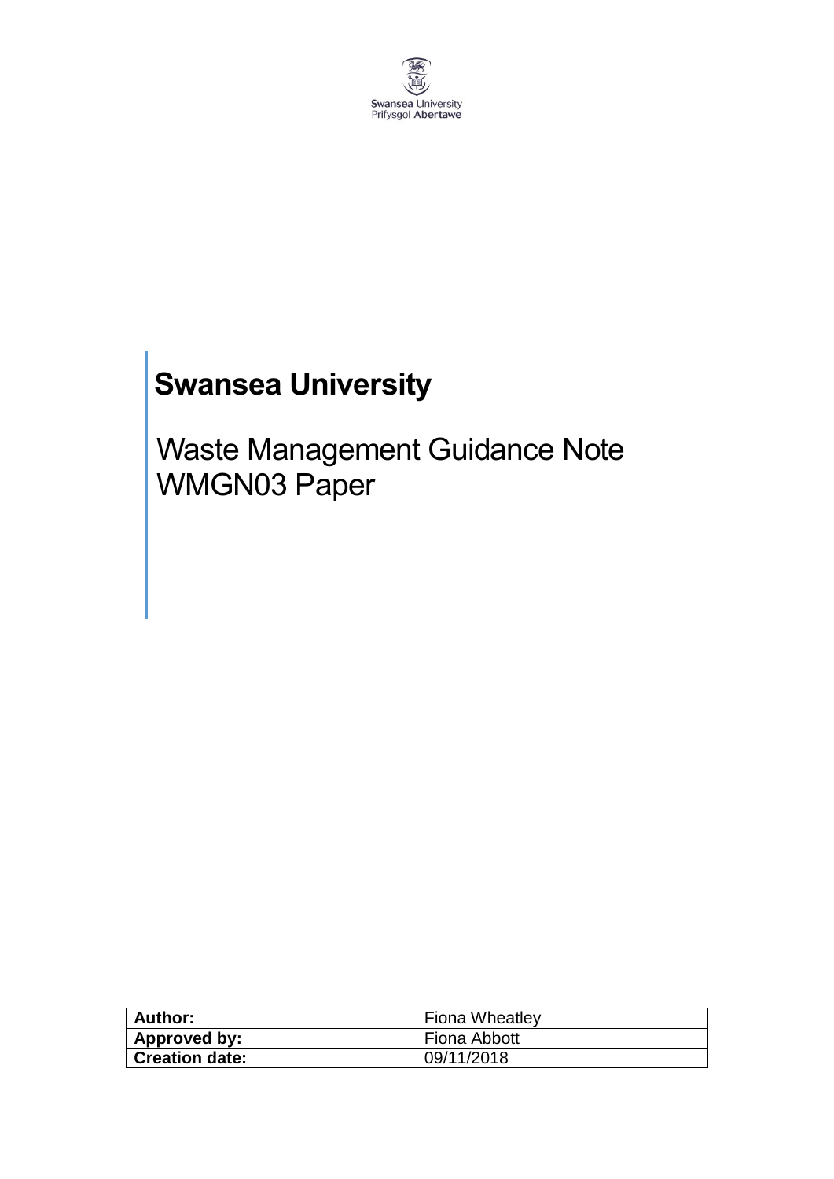Swansea University
Prifysgol Abertawe

# Swansea University

## Waste Management Guidance Note WMGN03 Paper

| **Author:** | Fiona Wheatley |
| --- | --- |
| **Approved by:** | Fiona Abbott |
| **Creation date:** | 09/11/2018 |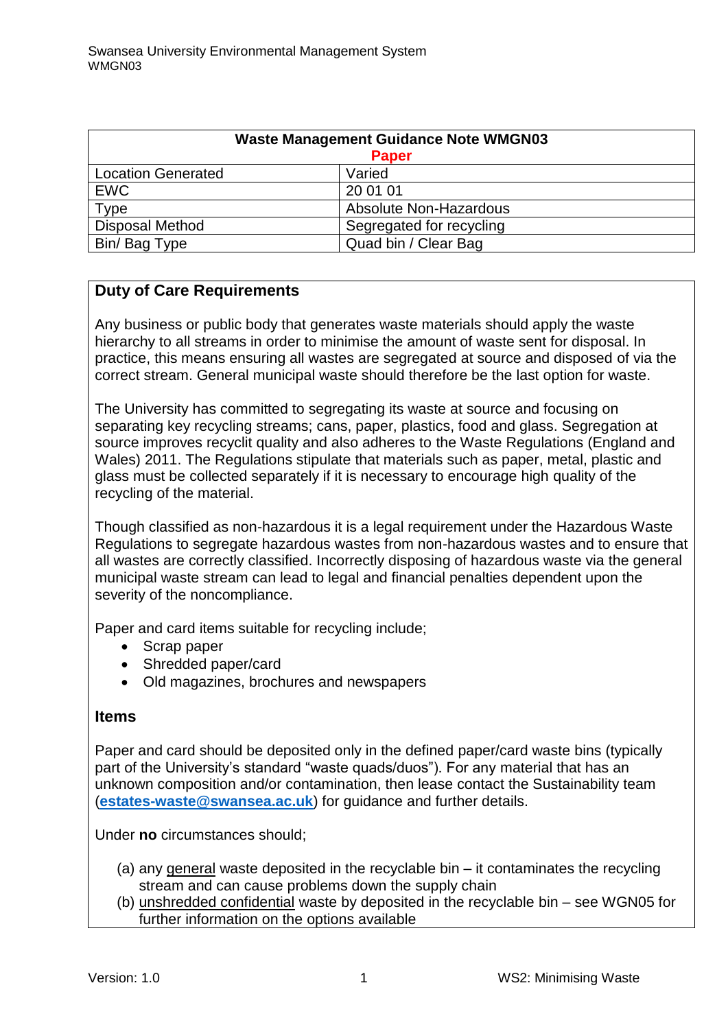| Waste Management Guidance Note WMGN03 Paper | |
|---|---|
| Location Generated | Varied |
| EWC | 20 01 01 |
| Type | Absolute Non-Hazardous |
| Disposal Method | Segregated for recycling |
| Bin/ Bag Type | Quad bin / Clear Bag |

## Duty of Care Requirements

Any business or public body that generates waste materials should apply the waste hierarchy to all streams in order to minimise the amount of waste sent for disposal. In practice, this means ensuring all wastes are segregated at source and disposed of via the correct stream. General municipal waste should therefore be the last option for waste.

The University has committed to segregating its waste at source and focusing on separating key recycling streams; cans, paper, plastics, food and glass. Segregation at source improves recyclit quality and also adheres to the Waste Regulations (England and Wales) 2011. The Regulations stipulate that materials such as paper, metal, plastic and glass must be collected separately if it is necessary to encourage high quality of the recycling of the material.

Though classified as non-hazardous it is a legal requirement under the Hazardous Waste Regulations to segregate hazardous wastes from non-hazardous wastes and to ensure that all wastes are correctly classified. Incorrectly disposing of hazardous waste via the general municipal waste stream can lead to legal and financial penalties dependent upon the severity of the noncompliance.

Paper and card items suitable for recycling include;

- Scrap paper
- Shredded paper/card
- Old magazines, brochures and newspapers

## Items

Paper and card should be deposited only in the defined paper/card waste bins (typically part of the University's standard "waste quads/duos"). For any material that has an unknown composition and/or contamination, then lease contact the Sustainability team (**estates-waste@swansea.ac.uk**) for guidance and further details.

Under **no** circumstances should;

(a) any general waste deposited in the recyclable bin – it contaminates the recycling stream and can cause problems down the supply chain
(b) unshredded confidential waste by deposited in the recyclable bin – see WGN05 for further information on the options available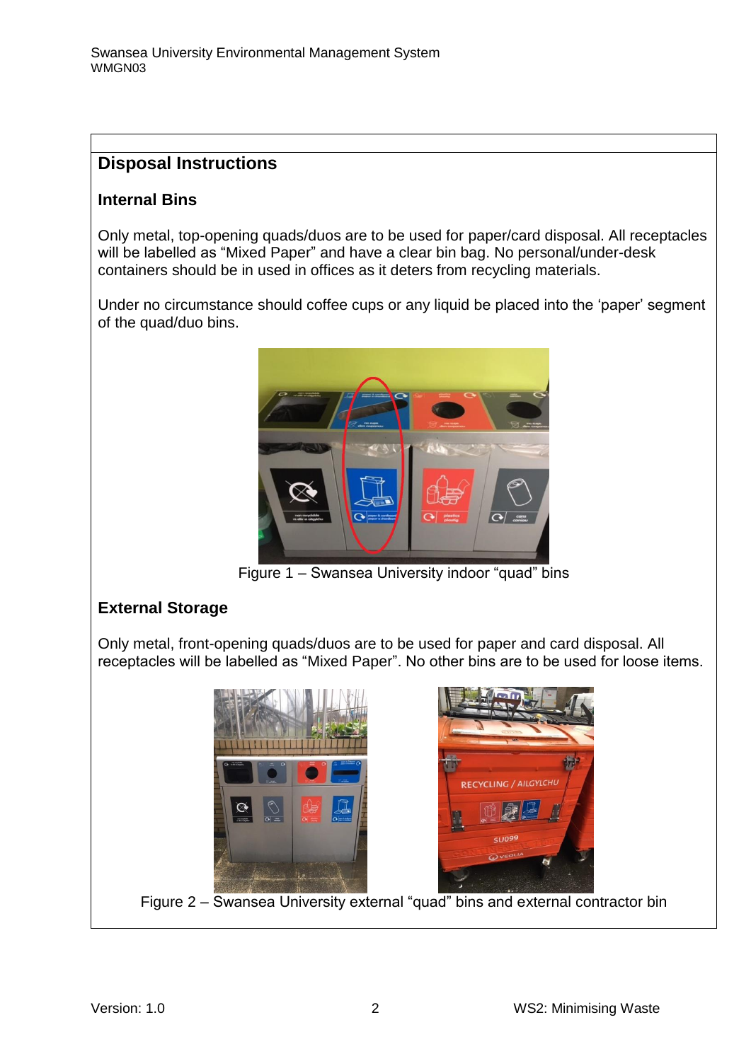## Disposal Instructions

### Internal Bins

Only metal, top-opening quads/duos are to be used for paper/card disposal. All receptacles will be labelled as "Mixed Paper" and have a clear bin bag. No personal/under-desk containers should be in used in offices as it deters from recycling materials.

Under no circumstance should coffee cups or any liquid be placed into the 'paper' segment of the quad/duo bins.

Figure 1 – Swansea University indoor "quad" bins

### External Storage

Only metal, front-opening quads/duos are to be used for paper and card disposal. All receptacles will be labelled as "Mixed Paper". No other bins are to be used for loose items.

Figure 2 – Swansea University external "quad" bins and external contractor bin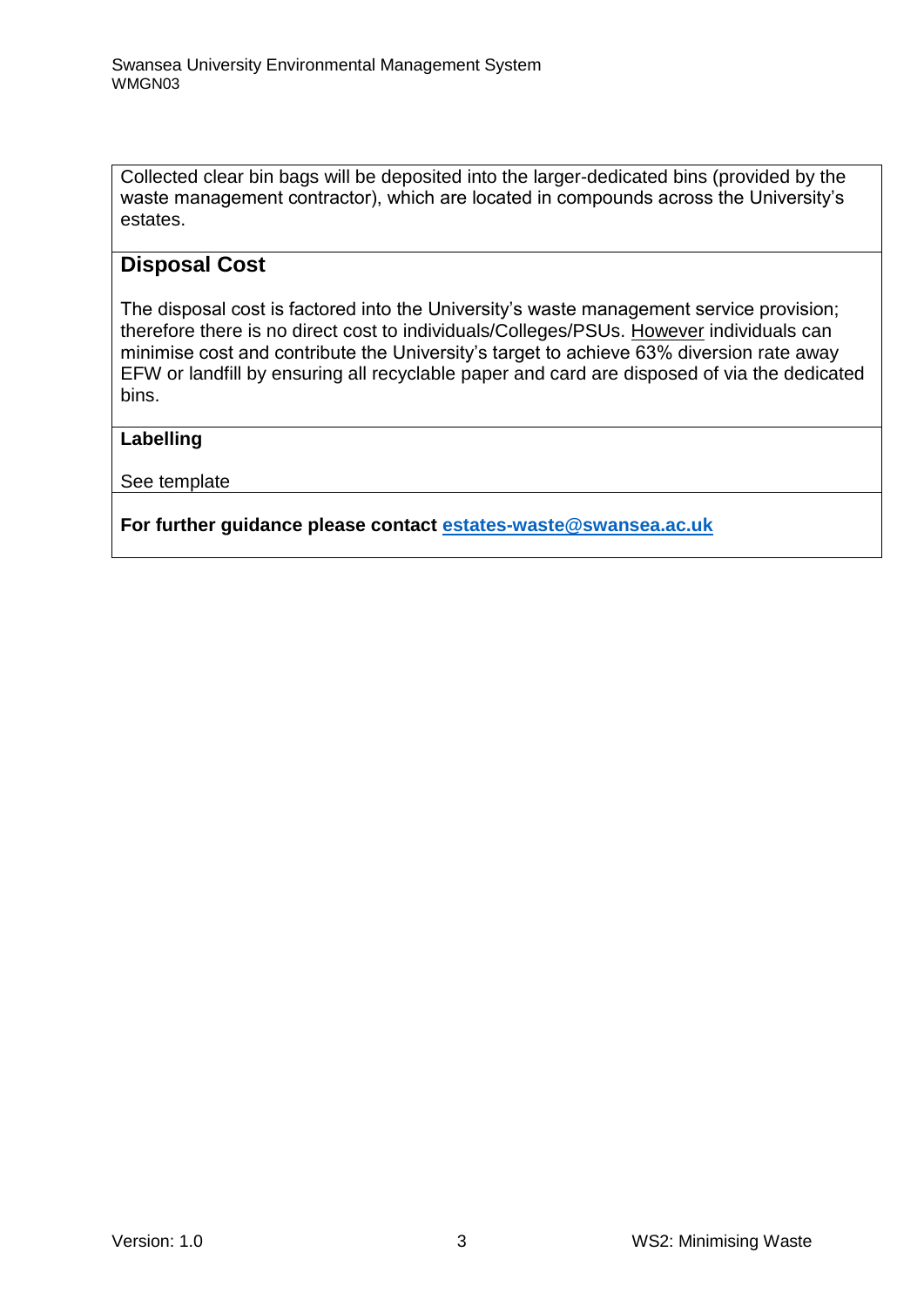Collected clear bin bags will be deposited into the larger-dedicated bins (provided by the waste management contractor), which are located in compounds across the University's estates.

## Disposal Cost

The disposal cost is factored into the University's waste management service provision; therefore there is no direct cost to individuals/Colleges/PSUs. However individuals can minimise cost and contribute the University's target to achieve 63% diversion rate away EFW or landfill by ensuring all recyclable paper and card are disposed of via the dedicated bins.

**Labelling**

See template

**For further guidance please contact [estates-waste@swansea.ac.uk](mailto:estates-waste@swansea.ac.uk)**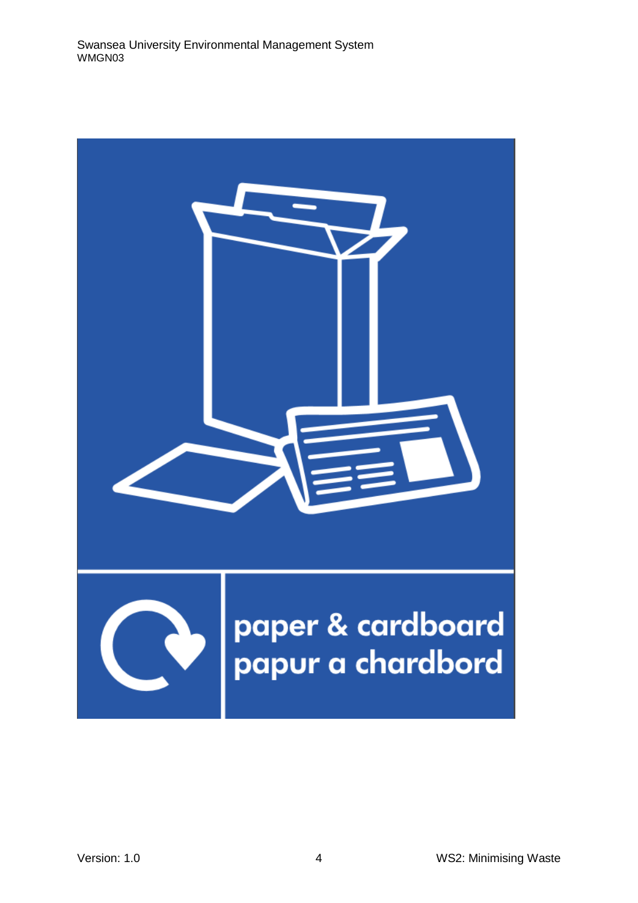paper & cardboard
papur a chardbord